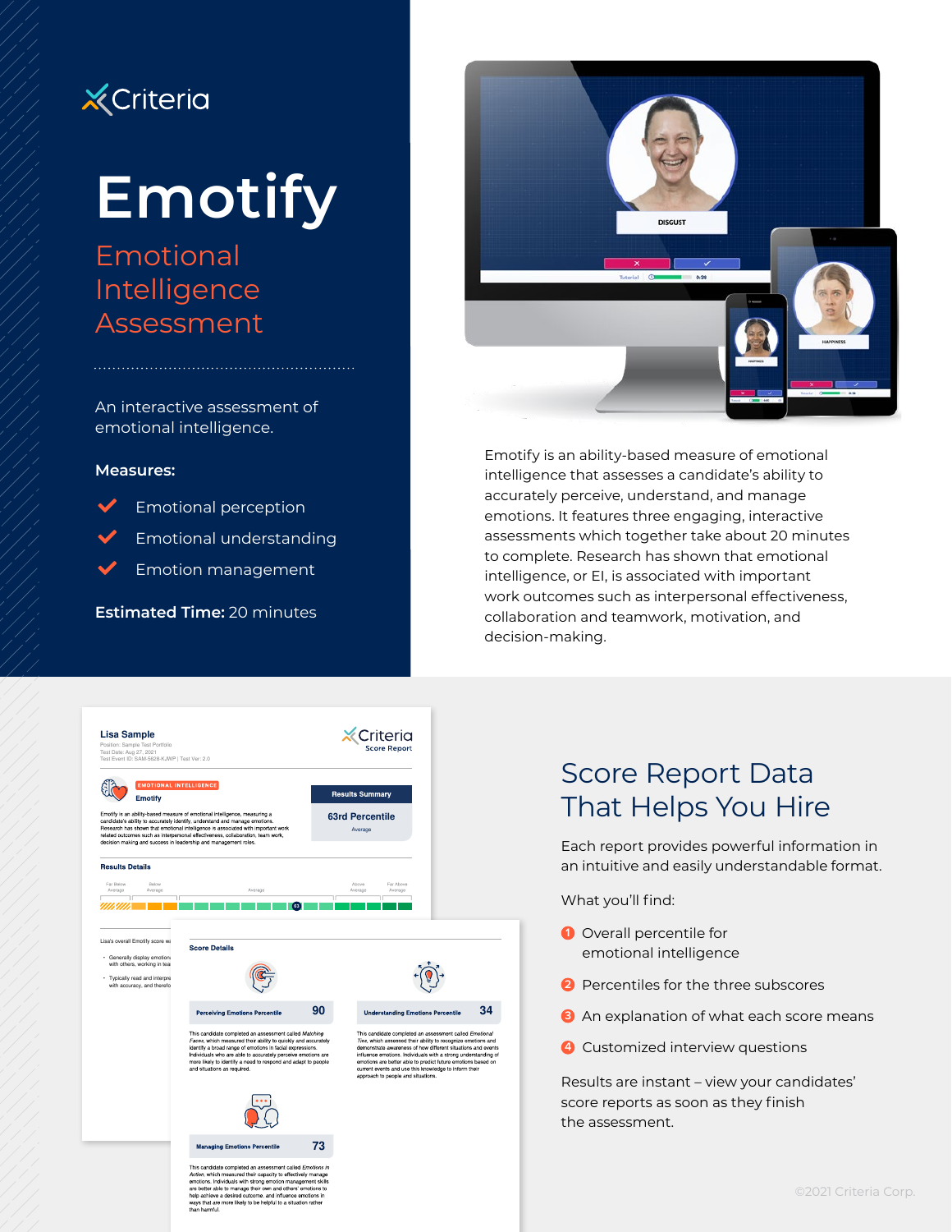Criteria

# Emotify

## Emotional Intelligence Assessment

An interactive assessment of emotional intelligence.

**Measures:**

- Emotional perception
- Emotional understanding
- Emotion management

**Estimated Time:** 20 minutes

Emotify is an ability-based measure of emotional intelligence that assesses a candidate's ability to accurately perceive, understand, and manage emotions. It features three engaging, interactive assessments which together take about 20 minutes to complete. Research has shown that emotional intelligence, or EI, is associated with important work outcomes such as interpersonal effectiveness, collaboration and teamwork, motivation, and decision-making.

## Score Report Data That Helps You Hire

Each report provides powerful information in an intuitive and easily understandable format.

What you'll find:

1. Overall percentile for emotional intelligence
2. Percentiles for the three subscores
3. An explanation of what each score means
4. Customized interview questions

Results are instant – view your candidates' score reports as soon as they finish the assessment.

©2021 Criteria Corp.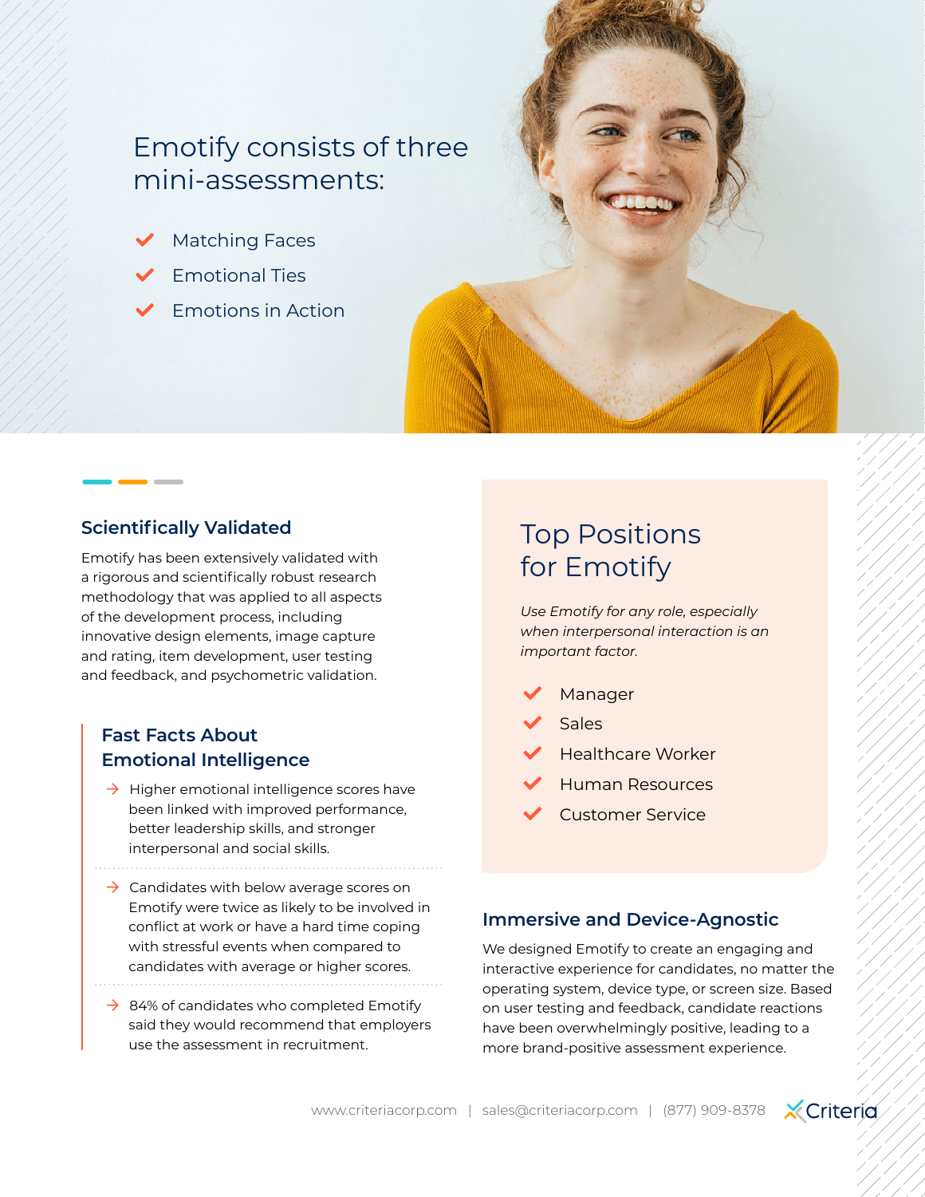## Emotify consists of three mini-assessments:

- Matching Faces
- Emotional Ties
- Emotions in Action

### Scientifically Validated

Emotify has been extensively validated with a rigorous and scientifically robust research methodology that was applied to all aspects of the development process, including innovative design elements, image capture and rating, item development, user testing and feedback, and psychometric validation.

### Fast Facts About Emotional Intelligence

- Higher emotional intelligence scores have been linked with improved performance, better leadership skills, and stronger interpersonal and social skills.
- Candidates with below average scores on Emotify were twice as likely to be involved in conflict at work or have a hard time coping with stressful events when compared to candidates with average or higher scores.
- 84% of candidates who completed Emotify said they would recommend that employers use the assessment in recruitment.

## Top Positions for Emotify

*Use Emotify for any role, especially when interpersonal interaction is an important factor.*

- Manager
- Sales
- Healthcare Worker
- Human Resources
- Customer Service

### Immersive and Device-Agnostic

We designed Emotify to create an engaging and interactive experience for candidates, no matter the operating system, device type, or screen size. Based on user testing and feedback, candidate reactions have been overwhelmingly positive, leading to a more brand-positive assessment experience.

www.criteriacorp.com | sales@criteriacorp.com | (877) 909-8378 Criteria